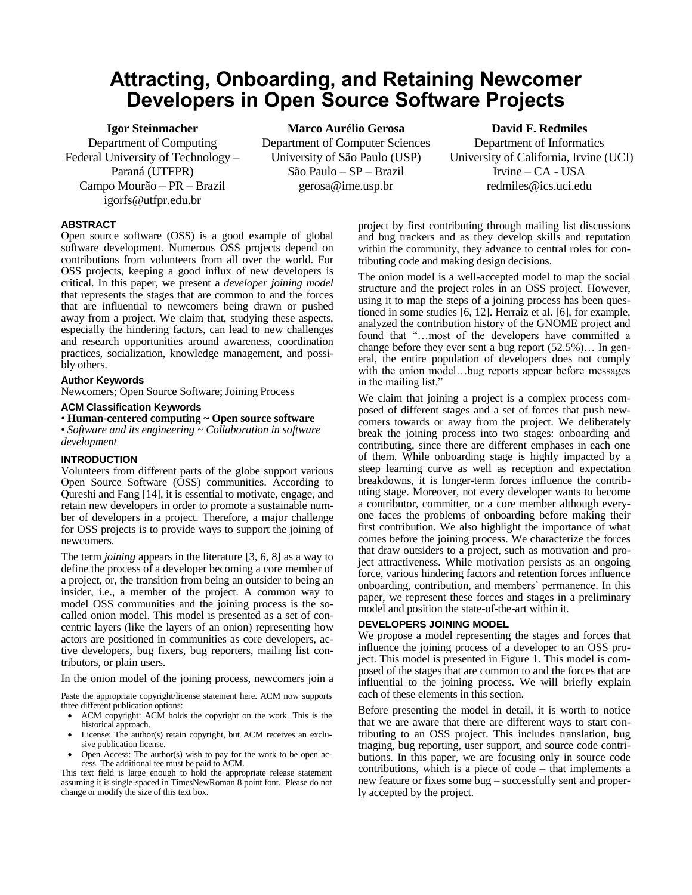# Attracting, Onboarding, and Retaining Newcomer Developers in Open Source Software Projects

**Igor Steinmacher**
Department of Computing
Federal University of Technology – Paraná (UTFPR)
Campo Mourão – PR – Brazil
igorfs@utfpr.edu.br

**Marco Aurélio Gerosa**
Department of Computer Sciences
University of São Paulo (USP)
São Paulo – SP – Brazil
gerosa@ime.usp.br

**David F. Redmiles**
Department of Informatics
University of California, Irvine (UCI)
Irvine – CA - USA
redmiles@ics.uci.edu

## ABSTRACT

Open source software (OSS) is a good example of global software development. Numerous OSS projects depend on contributions from volunteers from all over the world. For OSS projects, keeping a good influx of new developers is critical. In this paper, we present a *developer joining model* that represents the stages that are common to and the forces that are influential to newcomers being drawn or pushed away from a project. We claim that, studying these aspects, especially the hindering factors, can lead to new challenges and research opportunities around awareness, coordination practices, socialization, knowledge management, and possibly others.

### Author Keywords

Newcomers; Open Source Software; Joining Process

### ACM Classification Keywords

• **Human-centered computing ~ Open source software**
• *Software and its engineering ~ Collaboration in software development*

## INTRODUCTION

Volunteers from different parts of the globe support various Open Source Software (OSS) communities. According to Qureshi and Fang [14], it is essential to motivate, engage, and retain new developers in order to promote a sustainable number of developers in a project. Therefore, a major challenge for OSS projects is to provide ways to support the joining of newcomers.

The term *joining* appears in the literature [3, 6, 8] as a way to define the process of a developer becoming a core member of a project, or, the transition from being an outsider to being an insider, i.e., a member of the project. A common way to model OSS communities and the joining process is the so-called onion model. This model is presented as a set of concentric layers (like the layers of an onion) representing how actors are positioned in communities as core developers, active developers, bug fixers, bug reporters, mailing list contributors, or plain users.

In the onion model of the joining process, newcomers join a project by first contributing through mailing list discussions and bug trackers and as they develop skills and reputation within the community, they advance to central roles for contributing code and making design decisions.

The onion model is a well-accepted model to map the social structure and the project roles in an OSS project. However, using it to map the steps of a joining process has been questioned in some studies [6, 12]. Herraiz et al. [6], for example, analyzed the contribution history of the GNOME project and found that "…most of the developers have committed a change before they ever sent a bug report (52.5%)… In general, the entire population of developers does not comply with the onion model…bug reports appear before messages in the mailing list."

We claim that joining a project is a complex process composed of different stages and a set of forces that push newcomers towards or away from the project. We deliberately break the joining process into two stages: onboarding and contributing, since there are different emphases in each one of them. While onboarding stage is highly impacted by a steep learning curve as well as reception and expectation breakdowns, it is longer-term forces influence the contributing stage. Moreover, not every developer wants to become a contributor, committer, or a core member although everyone faces the problems of onboarding before making their first contribution. We also highlight the importance of what comes before the joining process. We characterize the forces that draw outsiders to a project, such as motivation and project attractiveness. While motivation persists as an ongoing force, various hindering factors and retention forces influence onboarding, contribution, and members' permanence. In this paper, we represent these forces and stages in a preliminary model and position the state-of-the-art within it.

## DEVELOPERS JOINING MODEL

We propose a model representing the stages and forces that influence the joining process of a developer to an OSS project. This model is presented in Figure 1. This model is composed of the stages that are common to and the forces that are influential to the joining process. We will briefly explain each of these elements in this section.

Before presenting the model in detail, it is worth to notice that we are aware that there are different ways to start contributing to an OSS project. This includes translation, bug triaging, bug reporting, user support, and source code contributions. In this paper, we are focusing only in source code contributions, which is a piece of code – that implements a new feature or fixes some bug – successfully sent and properly accepted by the project.

Paste the appropriate copyright/license statement here. ACM now supports three different publication options:

- ACM copyright: ACM holds the copyright on the work. This is the historical approach.
- License: The author(s) retain copyright, but ACM receives an exclusive publication license.
- Open Access: The author(s) wish to pay for the work to be open access. The additional fee must be paid to ACM.

This text field is large enough to hold the appropriate release statement assuming it is single-spaced in TimesNewRoman 8 point font. Please do not change or modify the size of this text box.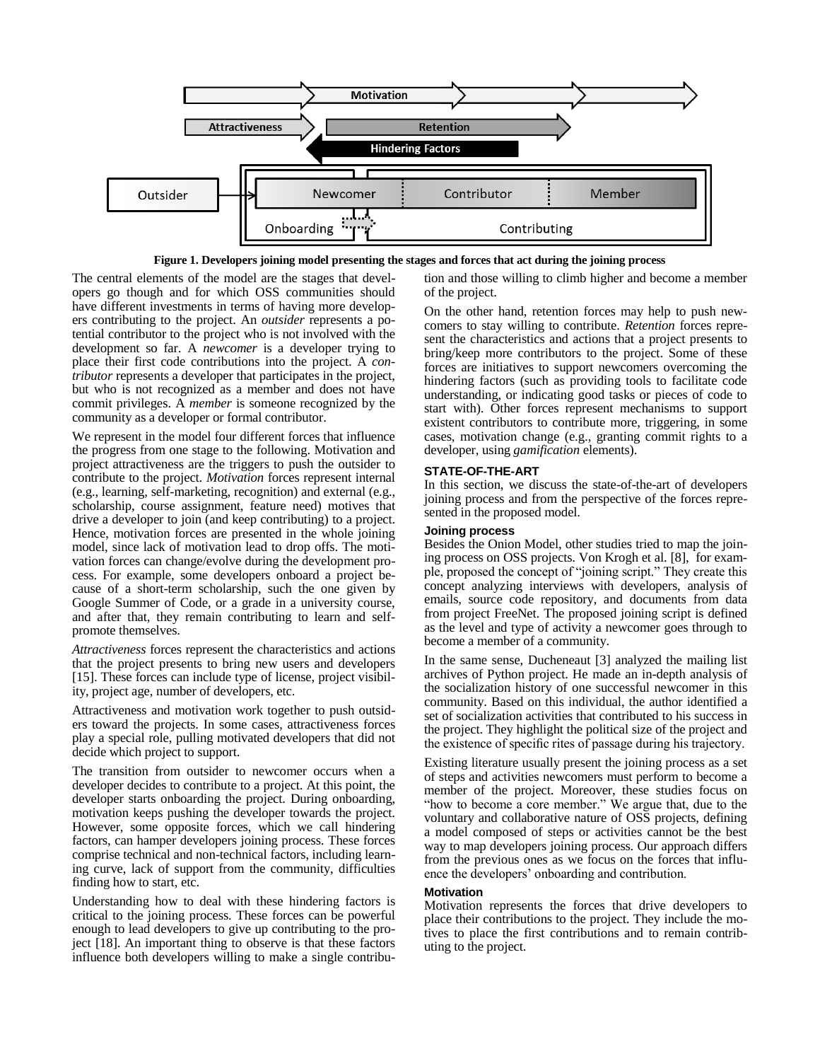Figure 1. Developers joining model presenting the stages and forces that act during the joining process

The central elements of the model are the stages that developers go though and for which OSS communities should have different investments in terms of having more developers contributing to the project. An *outsider* represents a potential contributor to the project who is not involved with the development so far. A *newcomer* is a developer trying to place their first code contributions into the project. A *contributor* represents a developer that participates in the project, but who is not recognized as a member and does not have commit privileges. A *member* is someone recognized by the community as a developer or formal contributor.

We represent in the model four different forces that influence the progress from one stage to the following. Motivation and project attractiveness are the triggers to push the outsider to contribute to the project. *Motivation* forces represent internal (e.g., learning, self-marketing, recognition) and external (e.g., scholarship, course assignment, feature need) motives that drive a developer to join (and keep contributing) to a project. Hence, motivation forces are presented in the whole joining model, since lack of motivation lead to drop offs. The motivation forces can change/evolve during the development process. For example, some developers onboard a project because of a short-term scholarship, such the one given by Google Summer of Code, or a grade in a university course, and after that, they remain contributing to learn and self-promote themselves.

*Attractiveness* forces represent the characteristics and actions that the project presents to bring new users and developers [15]. These forces can include type of license, project visibility, project age, number of developers, etc.

Attractiveness and motivation work together to push outsiders toward the projects. In some cases, attractiveness forces play a special role, pulling motivated developers that did not decide which project to support.

The transition from outsider to newcomer occurs when a developer decides to contribute to a project. At this point, the developer starts onboarding the project. During onboarding, motivation keeps pushing the developer towards the project. However, some opposite forces, which we call hindering factors, can hamper developers joining process. These forces comprise technical and non-technical factors, including learning curve, lack of support from the community, difficulties finding how to start, etc.

Understanding how to deal with these hindering factors is critical to the joining process. These forces can be powerful enough to lead developers to give up contributing to the project [18]. An important thing to observe is that these factors influence both developers willing to make a single contribution and those willing to climb higher and become a member of the project.

On the other hand, retention forces may help to push newcomers to stay willing to contribute. *Retention* forces represent the characteristics and actions that a project presents to bring/keep more contributors to the project. Some of these forces are initiatives to support newcomers overcoming the hindering factors (such as providing tools to facilitate code understanding, or indicating good tasks or pieces of code to start with). Other forces represent mechanisms to support existent contributors to contribute more, triggering, in some cases, motivation change (e.g., granting commit rights to a developer, using *gamification* elements).

## STATE-OF-THE-ART

In this section, we discuss the state-of-the-art of developers joining process and from the perspective of the forces represented in the proposed model.

### Joining process

Besides the Onion Model, other studies tried to map the joining process on OSS projects. Von Krogh et al. [8], for example, proposed the concept of "joining script." They create this concept analyzing interviews with developers, analysis of emails, source code repository, and documents from data from project FreeNet. The proposed joining script is defined as the level and type of activity a newcomer goes through to become a member of a community.

In the same sense, Ducheneaut [3] analyzed the mailing list archives of Python project. He made an in-depth analysis of the socialization history of one successful newcomer in this community. Based on this individual, the author identified a set of socialization activities that contributed to his success in the project. They highlight the political size of the project and the existence of specific rites of passage during his trajectory.

Existing literature usually present the joining process as a set of steps and activities newcomers must perform to become a member of the project. Moreover, these studies focus on "how to become a core member." We argue that, due to the voluntary and collaborative nature of OSS projects, defining a model composed of steps or activities cannot be the best way to map developers joining process. Our approach differs from the previous ones as we focus on the forces that influence the developers' onboarding and contribution.

### Motivation

Motivation represents the forces that drive developers to place their contributions to the project. They include the motives to place the first contributions and to remain contributing to the project.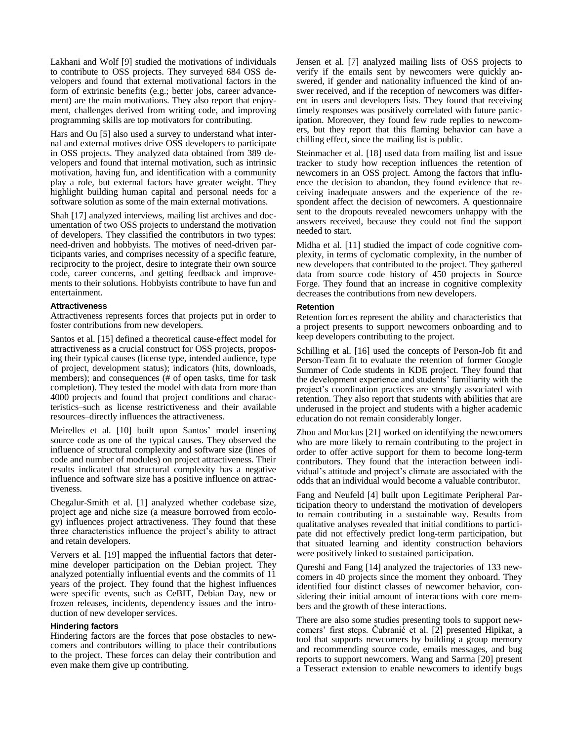Lakhani and Wolf [9] studied the motivations of individuals to contribute to OSS projects. They surveyed 684 OSS developers and found that external motivational factors in the form of extrinsic benefits (e.g.; better jobs, career advancement) are the main motivations. They also report that enjoyment, challenges derived from writing code, and improving programming skills are top motivators for contributing.

Hars and Ou [5] also used a survey to understand what internal and external motives drive OSS developers to participate in OSS projects. They analyzed data obtained from 389 developers and found that internal motivation, such as intrinsic motivation, having fun, and identification with a community play a role, but external factors have greater weight. They highlight building human capital and personal needs for a software solution as some of the main external motivations.

Shah [17] analyzed interviews, mailing list archives and documentation of two OSS projects to understand the motivation of developers. They classified the contributors in two types: need-driven and hobbyists. The motives of need-driven participants varies, and comprises necessity of a specific feature, reciprocity to the project, desire to integrate their own source code, career concerns, and getting feedback and improvements to their solutions. Hobbyists contribute to have fun and entertainment.

#### Attractiveness

Attractiveness represents forces that projects put in order to foster contributions from new developers.

Santos et al. [15] defined a theoretical cause-effect model for attractiveness as a crucial construct for OSS projects, proposing their typical causes (license type, intended audience, type of project, development status); indicators (hits, downloads, members); and consequences (# of open tasks, time for task completion). They tested the model with data from more than 4000 projects and found that project conditions and characteristics–such as license restrictiveness and their available resources–directly influences the attractiveness.

Meirelles et al. [10] built upon Santos' model inserting source code as one of the typical causes. They observed the influence of structural complexity and software size (lines of code and number of modules) on project attractiveness. Their results indicated that structural complexity has a negative influence and software size has a positive influence on attractiveness.

Chegalur-Smith et al. [1] analyzed whether codebase size, project age and niche size (a measure borrowed from ecology) influences project attractiveness. They found that these three characteristics influence the project's ability to attract and retain developers.

Ververs et al. [19] mapped the influential factors that determine developer participation on the Debian project. They analyzed potentially influential events and the commits of 11 years of the project. They found that the highest influences were specific events, such as CeBIT, Debian Day, new or frozen releases, incidents, dependency issues and the introduction of new developer services.

#### Hindering factors

Hindering factors are the forces that pose obstacles to newcomers and contributors willing to place their contributions to the project. These forces can delay their contribution and even make them give up contributing.

Jensen et al. [7] analyzed mailing lists of OSS projects to verify if the emails sent by newcomers were quickly answered, if gender and nationality influenced the kind of answer received, and if the reception of newcomers was different in users and developers lists. They found that receiving timely responses was positively correlated with future participation. Moreover, they found few rude replies to newcomers, but they report that this flaming behavior can have a chilling effect, since the mailing list is public.

Steinmacher et al. [18] used data from mailing list and issue tracker to study how reception influences the retention of newcomers in an OSS project. Among the factors that influence the decision to abandon, they found evidence that receiving inadequate answers and the experience of the respondent affect the decision of newcomers. A questionnaire sent to the dropouts revealed newcomers unhappy with the answers received, because they could not find the support needed to start.

Midha et al. [11] studied the impact of code cognitive complexity, in terms of cyclomatic complexity, in the number of new developers that contributed to the project. They gathered data from source code history of 450 projects in Source Forge. They found that an increase in cognitive complexity decreases the contributions from new developers.

#### Retention

Retention forces represent the ability and characteristics that a project presents to support newcomers onboarding and to keep developers contributing to the project.

Schilling et al. [16] used the concepts of Person-Job fit and Person-Team fit to evaluate the retention of former Google Summer of Code students in KDE project. They found that the development experience and students' familiarity with the project's coordination practices are strongly associated with retention. They also report that students with abilities that are underused in the project and students with a higher academic education do not remain considerably longer.

Zhou and Mockus [21] worked on identifying the newcomers who are more likely to remain contributing to the project in order to offer active support for them to become long-term contributors. They found that the interaction between individual's attitude and project's climate are associated with the odds that an individual would become a valuable contributor.

Fang and Neufeld [4] built upon Legitimate Peripheral Participation theory to understand the motivation of developers to remain contributing in a sustainable way. Results from qualitative analyses revealed that initial conditions to participate did not effectively predict long-term participation, but that situated learning and identity construction behaviors were positively linked to sustained participation.

Qureshi and Fang [14] analyzed the trajectories of 133 newcomers in 40 projects since the moment they onboard. They identified four distinct classes of newcomer behavior, considering their initial amount of interactions with core members and the growth of these interactions.

There are also some studies presenting tools to support newcomers' first steps. Čubranić et al. [2] presented Hipikat, a tool that supports newcomers by building a group memory and recommending source code, emails messages, and bug reports to support newcomers. Wang and Sarma [20] present a Tesseract extension to enable newcomers to identify bugs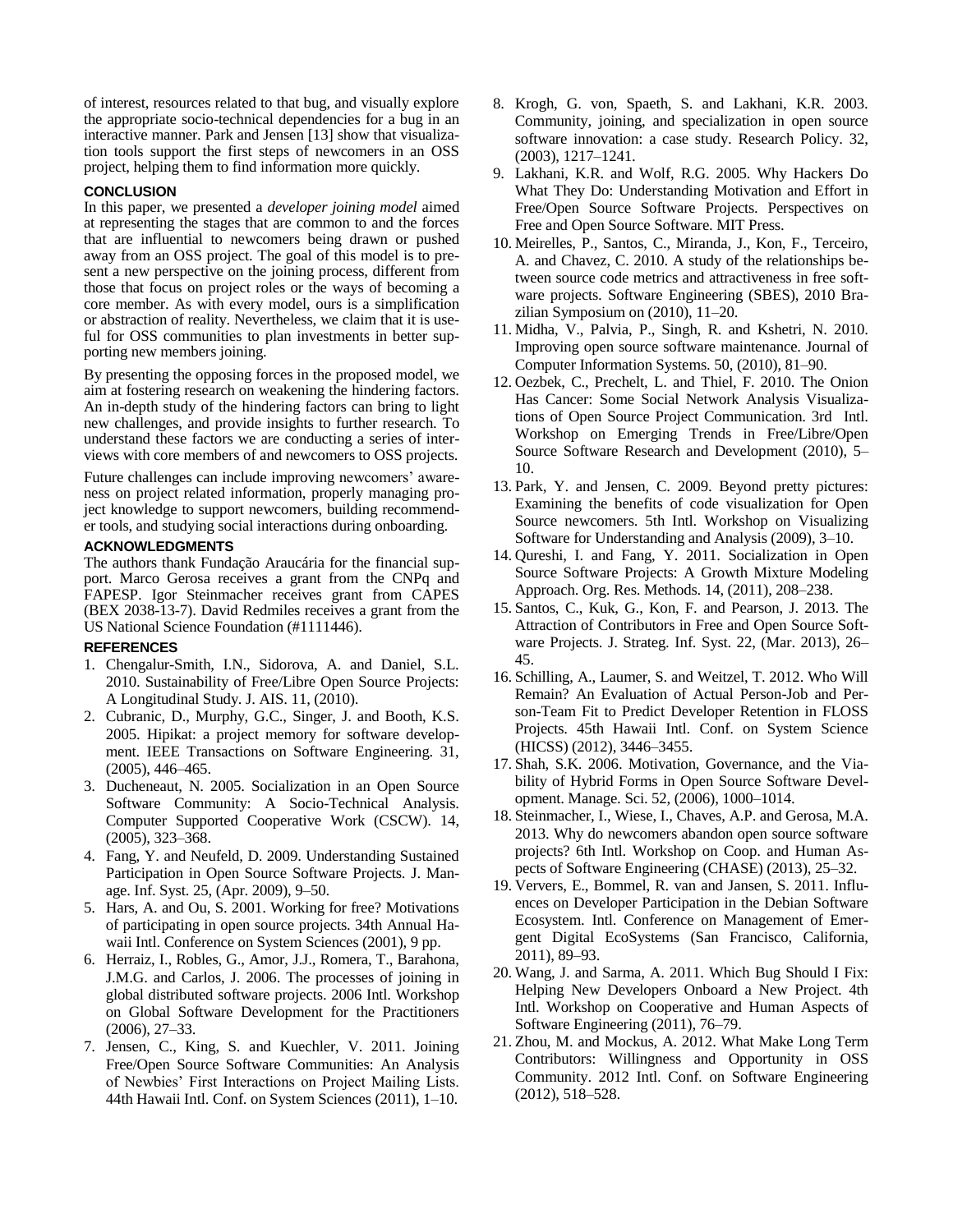of interest, resources related to that bug, and visually explore the appropriate socio-technical dependencies for a bug in an interactive manner. Park and Jensen [13] show that visualization tools support the first steps of newcomers in an OSS project, helping them to find information more quickly.

## CONCLUSION

In this paper, we presented a *developer joining model* aimed at representing the stages that are common to and the forces that are influential to newcomers being drawn or pushed away from an OSS project. The goal of this model is to present a new perspective on the joining process, different from those that focus on project roles or the ways of becoming a core member. As with every model, ours is a simplification or abstraction of reality. Nevertheless, we claim that it is useful for OSS communities to plan investments in better supporting new members joining.

By presenting the opposing forces in the proposed model, we aim at fostering research on weakening the hindering factors. An in-depth study of the hindering factors can bring to light new challenges, and provide insights to further research. To understand these factors we are conducting a series of interviews with core members of and newcomers to OSS projects.

Future challenges can include improving newcomers' awareness on project related information, properly managing project knowledge to support newcomers, building recommender tools, and studying social interactions during onboarding.

## ACKNOWLEDGMENTS

The authors thank Fundação Araucária for the financial support. Marco Gerosa receives a grant from the CNPq and FAPESP. Igor Steinmacher receives grant from CAPES (BEX 2038-13-7). David Redmiles receives a grant from the US National Science Foundation (#1111446).

## REFERENCES

1. Chengalur-Smith, I.N., Sidorova, A. and Daniel, S.L. 2010. Sustainability of Free/Libre Open Source Projects: A Longitudinal Study. J. AIS. 11, (2010).
2. Cubranic, D., Murphy, G.C., Singer, J. and Booth, K.S. 2005. Hipikat: a project memory for software development. IEEE Transactions on Software Engineering. 31, (2005), 446–465.
3. Ducheneaut, N. 2005. Socialization in an Open Source Software Community: A Socio-Technical Analysis. Computer Supported Cooperative Work (CSCW). 14, (2005), 323–368.
4. Fang, Y. and Neufeld, D. 2009. Understanding Sustained Participation in Open Source Software Projects. J. Manage. Inf. Syst. 25, (Apr. 2009), 9–50.
5. Hars, A. and Ou, S. 2001. Working for free? Motivations of participating in open source projects. 34th Annual Hawaii Intl. Conference on System Sciences (2001), 9 pp.
6. Herraiz, I., Robles, G., Amor, J.J., Romera, T., Barahona, J.M.G. and Carlos, J. 2006. The processes of joining in global distributed software projects. 2006 Intl. Workshop on Global Software Development for the Practitioners (2006), 27–33.
7. Jensen, C., King, S. and Kuechler, V. 2011. Joining Free/Open Source Software Communities: An Analysis of Newbies' First Interactions on Project Mailing Lists. 44th Hawaii Intl. Conf. on System Sciences (2011), 1–10.
8. Krogh, G. von, Spaeth, S. and Lakhani, K.R. 2003. Community, joining, and specialization in open source software innovation: a case study. Research Policy. 32, (2003), 1217–1241.
9. Lakhani, K.R. and Wolf, R.G. 2005. Why Hackers Do What They Do: Understanding Motivation and Effort in Free/Open Source Software Projects. Perspectives on Free and Open Source Software. MIT Press.
10. Meirelles, P., Santos, C., Miranda, J., Kon, F., Terceiro, A. and Chavez, C. 2010. A study of the relationships between source code metrics and attractiveness in free software projects. Software Engineering (SBES), 2010 Brazilian Symposium on (2010), 11–20.
11. Midha, V., Palvia, P., Singh, R. and Kshetri, N. 2010. Improving open source software maintenance. Journal of Computer Information Systems. 50, (2010), 81–90.
12. Oezbek, C., Prechelt, L. and Thiel, F. 2010. The Onion Has Cancer: Some Social Network Analysis Visualizations of Open Source Project Communication. 3rd Intl. Workshop on Emerging Trends in Free/Libre/Open Source Software Research and Development (2010), 5–10.
13. Park, Y. and Jensen, C. 2009. Beyond pretty pictures: Examining the benefits of code visualization for Open Source newcomers. 5th Intl. Workshop on Visualizing Software for Understanding and Analysis (2009), 3–10.
14. Qureshi, I. and Fang, Y. 2011. Socialization in Open Source Software Projects: A Growth Mixture Modeling Approach. Org. Res. Methods. 14, (2011), 208–238.
15. Santos, C., Kuk, G., Kon, F. and Pearson, J. 2013. The Attraction of Contributors in Free and Open Source Software Projects. J. Strateg. Inf. Syst. 22, (Mar. 2013), 26–45.
16. Schilling, A., Laumer, S. and Weitzel, T. 2012. Who Will Remain? An Evaluation of Actual Person-Job and Person-Team Fit to Predict Developer Retention in FLOSS Projects. 45th Hawaii Intl. Conf. on System Science (HICSS) (2012), 3446–3455.
17. Shah, S.K. 2006. Motivation, Governance, and the Viability of Hybrid Forms in Open Source Software Development. Manage. Sci. 52, (2006), 1000–1014.
18. Steinmacher, I., Wiese, I., Chaves, A.P. and Gerosa, M.A. 2013. Why do newcomers abandon open source software projects? 6th Intl. Workshop on Coop. and Human Aspects of Software Engineering (CHASE) (2013), 25–32.
19. Ververs, E., Bommel, R. van and Jansen, S. 2011. Influences on Developer Participation in the Debian Software Ecosystem. Intl. Conference on Management of Emergent Digital EcoSystems (San Francisco, California, 2011), 89–93.
20. Wang, J. and Sarma, A. 2011. Which Bug Should I Fix: Helping New Developers Onboard a New Project. 4th Intl. Workshop on Cooperative and Human Aspects of Software Engineering (2011), 76–79.
21. Zhou, M. and Mockus, A. 2012. What Make Long Term Contributors: Willingness and Opportunity in OSS Community. 2012 Intl. Conf. on Software Engineering (2012), 518–528.